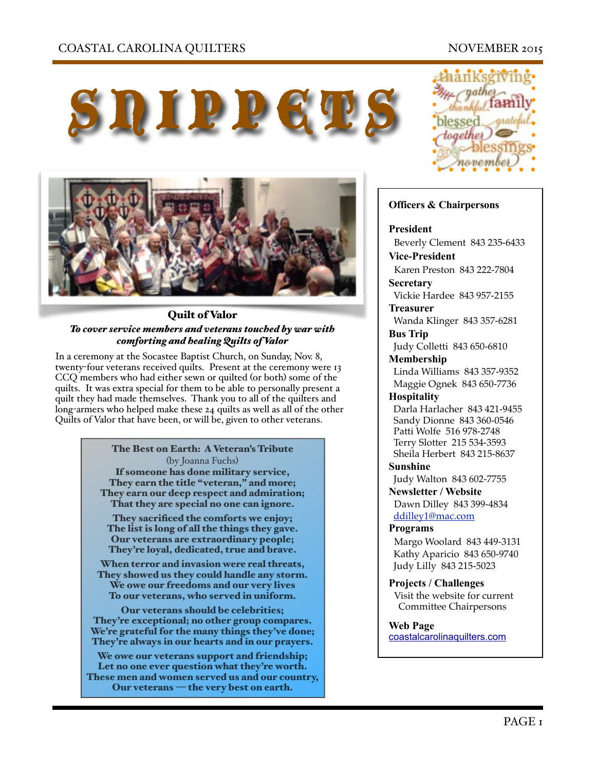# SNIPPETS

## Quilt of Valor

***To cover service members and veterans touched by war with comforting and healing Quilts of Valor***

In a ceremony at the Socastee Baptist Church, on Sunday, Nov. 8, twenty-four veterans received quilts. Present at the ceremony were 13 CCQ members who had either sewn or quilted (or both) some of the quilts. It was extra special for them to be able to personally present a quilt they had made themselves. Thank you to all of the quilters and long-armers who helped make these 24 quilts as well as all of the other Quilts of Valor that have been, or will be, given to other veterans.

**The Best on Earth: A Veteran's Tribute**
(by Joanna Fuchs)

**If someone has done military service,**
**They earn the title "veteran," and more;**
**They earn our deep respect and admiration;**
**That they are special no one can ignore.**

**They sacrificed the comforts we enjoy;**
**The list is long of all the things they gave.**
**Our veterans are extraordinary people;**
**They're loyal, dedicated, true and brave.**

**When terror and invasion were real threats,**
**They showed us they could handle any storm.**
**We owe our freedoms and our very lives**
**To our veterans, who served in uniform.**

**Our veterans should be celebrities;**
**They're exceptional; no other group compares.**
**We're grateful for the many things they've done;**
**They're always in our hearts and in our prayers.**

**We owe our veterans support and friendship;**
**Let no one ever question what they're worth.**
**These men and women served us and our country,**
**Our veterans — the very best on earth.**

### Officers & Chairpersons

**President**
Beverly Clement 843 235-6433

**Vice-President**
Karen Preston 843 222-7804

**Secretary**
Vickie Hardee 843 957-2155

**Treasurer**
Wanda Klinger 843 357-6281

**Bus Trip**
Judy Colletti 843 650-6810

**Membership**
Linda Williams 843 357-9352
Maggie Ognek 843 650-7736

**Hospitality**
Darla Harlacher 843 421-9455
Sandy Dionne 843 360-0546
Patti Wolfe 516 978-2748
Terry Slotter 215 534-3593
Sheila Herbert 843 215-8637

**Sunshine**
Judy Walton 843 602-7755

**Newsletter / Website**
Dawn Dilley 843 399-4834
ddilley1@mac.com

**Programs**
Margo Woolard 843 449-3131
Kathy Aparicio 843 650-9740
Judy Lilly 843 215-5023

**Projects / Challenges**
Visit the website for current Committee Chairpersons

**Web Page**
coastalcarolinaquilters.com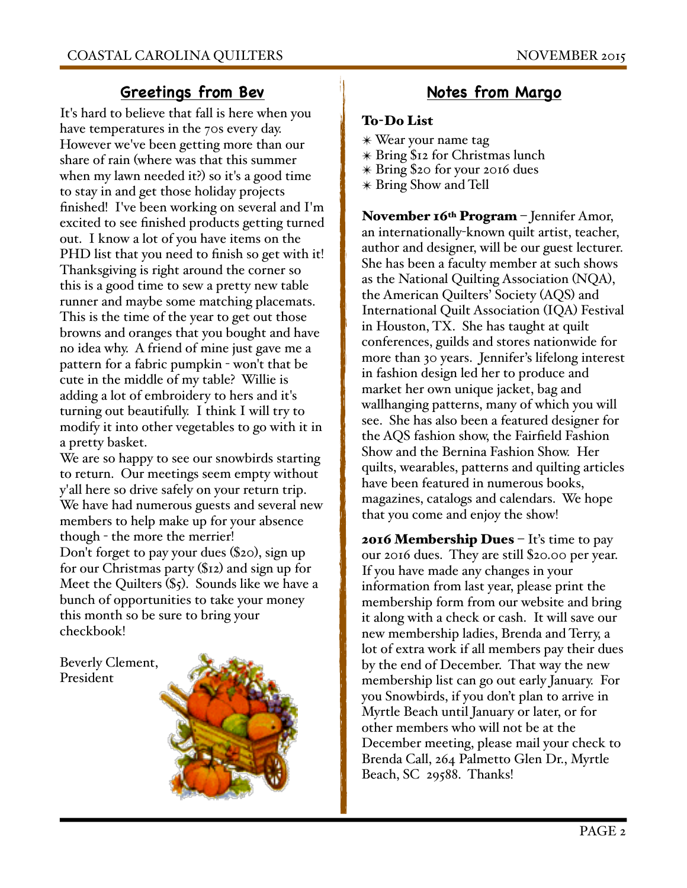## Greetings from Bev

It's hard to believe that fall is here when you have temperatures in the 70s every day. However we've been getting more than our share of rain (where was that this summer when my lawn needed it?) so it's a good time to stay in and get those holiday projects finished! I've been working on several and I'm excited to see finished products getting turned out. I know a lot of you have items on the PHD list that you need to finish so get with it! Thanksgiving is right around the corner so this is a good time to sew a pretty new table runner and maybe some matching placemats. This is the time of the year to get out those browns and oranges that you bought and have no idea why. A friend of mine just gave me a pattern for a fabric pumpkin - won't that be cute in the middle of my table? Willie is adding a lot of embroidery to hers and it's turning out beautifully. I think I will try to modify it into other vegetables to go with it in a pretty basket.

We are so happy to see our snowbirds starting to return. Our meetings seem empty without y'all here so drive safely on your return trip. We have had numerous guests and several new members to help make up for your absence though - the more the merrier!

Don't forget to pay your dues ($20), sign up for our Christmas party ($12) and sign up for Meet the Quilters ($5). Sounds like we have a bunch of opportunities to take your money this month so be sure to bring your checkbook!

Beverly Clement,
President

## Notes from Margo

**To-Do List**

- Wear your name tag
- Bring $12 for Christmas lunch
- Bring $20 for your 2016 dues
- Bring Show and Tell

**November 16th Program** – Jennifer Amor, an internationally-known quilt artist, teacher, author and designer, will be our guest lecturer. She has been a faculty member at such shows as the National Quilting Association (NQA), the American Quilters' Society (AQS) and International Quilt Association (IQA) Festival in Houston, TX. She has taught at quilt conferences, guilds and stores nationwide for more than 30 years. Jennifer's lifelong interest in fashion design led her to produce and market her own unique jacket, bag and wallhanging patterns, many of which you will see. She has also been a featured designer for the AQS fashion show, the Fairfield Fashion Show and the Bernina Fashion Show. Her quilts, wearables, patterns and quilting articles have been featured in numerous books, magazines, catalogs and calendars. We hope that you come and enjoy the show!

**2016 Membership Dues** – It's time to pay our 2016 dues. They are still $20.00 per year. If you have made any changes in your information from last year, please print the membership form from our website and bring it along with a check or cash. It will save our new membership ladies, Brenda and Terry, a lot of extra work if all members pay their dues by the end of December. That way the new membership list can go out early January. For you Snowbirds, if you don't plan to arrive in Myrtle Beach until January or later, or for other members who will not be at the December meeting, please mail your check to Brenda Call, 264 Palmetto Glen Dr., Myrtle Beach, SC 29588. Thanks!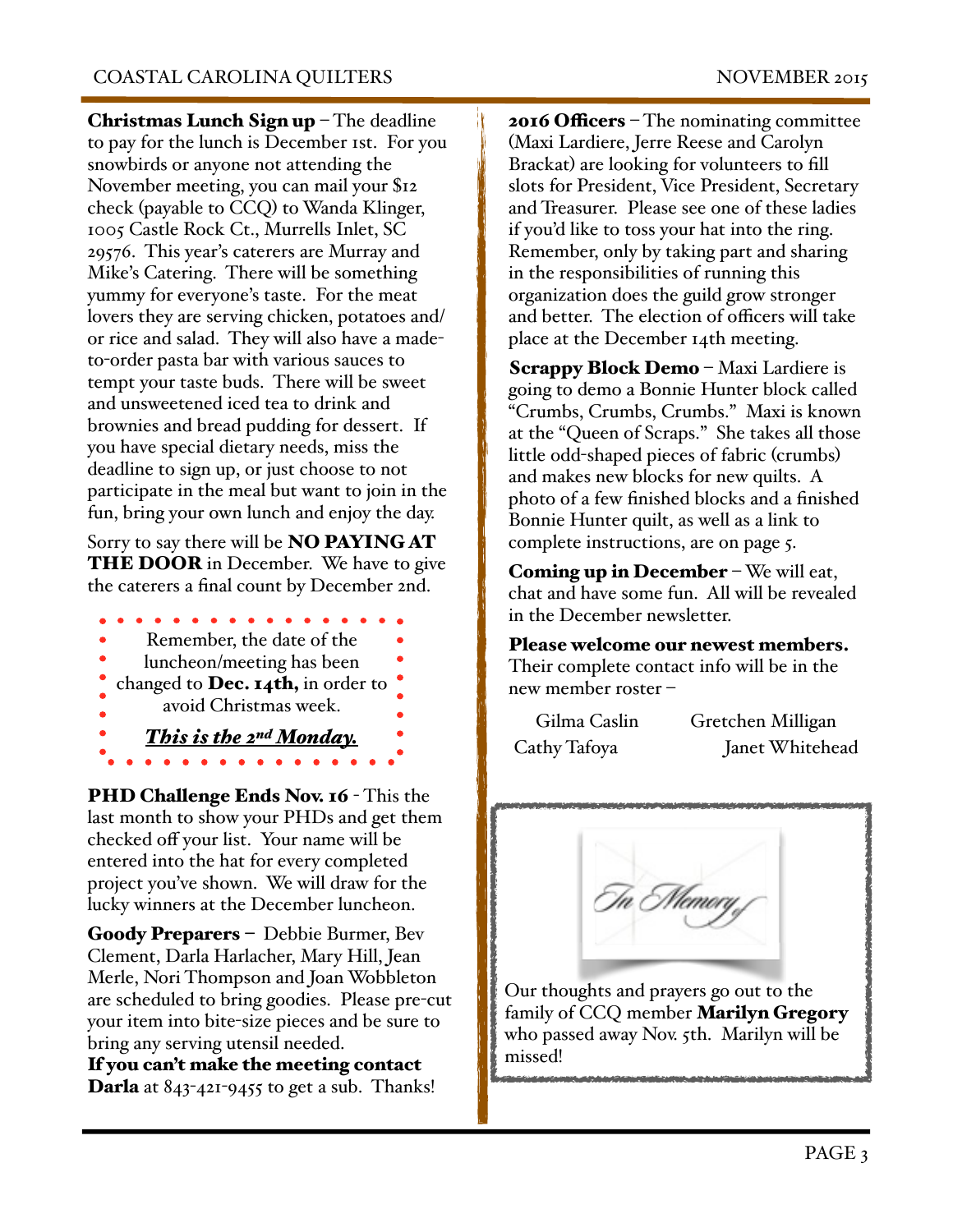**Christmas Lunch Sign up** – The deadline to pay for the lunch is December 1st. For you snowbirds or anyone not attending the November meeting, you can mail your $12 check (payable to CCQ) to Wanda Klinger, 1005 Castle Rock Ct., Murrells Inlet, SC 29576. This year's caterers are Murray and Mike's Catering. There will be something yummy for everyone's taste. For the meat lovers they are serving chicken, potatoes and/or rice and salad. They will also have a made-to-order pasta bar with various sauces to tempt your taste buds. There will be sweet and unsweetened iced tea to drink and brownies and bread pudding for dessert. If you have special dietary needs, miss the deadline to sign up, or just choose to not participate in the meal but want to join in the fun, bring your own lunch and enjoy the day.

Sorry to say there will be **NO PAYING AT THE DOOR** in December. We have to give the caterers a final count by December 2nd.

Remember, the date of the luncheon/meeting has been changed to **Dec. 14th,** in order to avoid Christmas week.

***This is the 2nd Monday.***

**PHD Challenge Ends Nov. 16** - This the last month to show your PHDs and get them checked off your list. Your name will be entered into the hat for every completed project you've shown. We will draw for the lucky winners at the December luncheon.

**Goody Preparers** – Debbie Burmer, Bev Clement, Darla Harlacher, Mary Hill, Jean Merle, Nori Thompson and Joan Wobbleton are scheduled to bring goodies. Please pre-cut your item into bite-size pieces and be sure to bring any serving utensil needed.
**If you can't make the meeting contact Darla** at 843-421-9455 to get a sub. Thanks!

**2016 Officers** – The nominating committee (Maxi Lardiere, Jerre Reese and Carolyn Brackat) are looking for volunteers to fill slots for President, Vice President, Secretary and Treasurer. Please see one of these ladies if you'd like to toss your hat into the ring. Remember, only by taking part and sharing in the responsibilities of running this organization does the guild grow stronger and better. The election of officers will take place at the December 14th meeting.

**Scrappy Block Demo** – Maxi Lardiere is going to demo a Bonnie Hunter block called "Crumbs, Crumbs, Crumbs." Maxi is known at the "Queen of Scraps." She takes all those little odd-shaped pieces of fabric (crumbs) and makes new blocks for new quilts. A photo of a few finished blocks and a finished Bonnie Hunter quilt, as well as a link to complete instructions, are on page 5.

**Coming up in December** – We will eat, chat and have some fun. All will be revealed in the December newsletter.

**Please welcome our newest members.** Their complete contact info will be in the new member roster –

Gilma Caslin　　Gretchen Milligan
Cathy Tafoya　　Janet Whitehead

*In Memory*

Our thoughts and prayers go out to the family of CCQ member **Marilyn Gregory** who passed away Nov. 5th. Marilyn will be missed!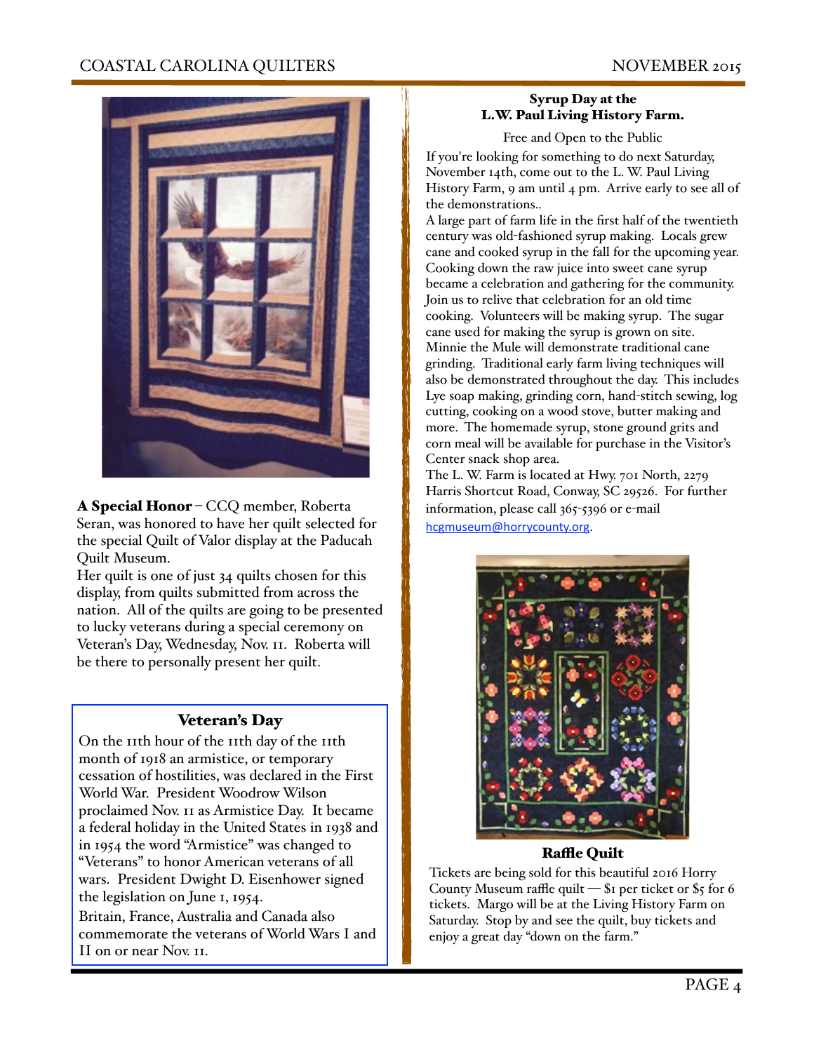**A Special Honor** – CCQ member, Roberta Seran, was honored to have her quilt selected for the special Quilt of Valor display at the Paducah Quilt Museum.

Her quilt is one of just 34 quilts chosen for this display, from quilts submitted from across the nation. All of the quilts are going to be presented to lucky veterans during a special ceremony on Veteran's Day, Wednesday, Nov. 11. Roberta will be there to personally present her quilt.

## Veteran's Day

On the 11th hour of the 11th day of the 11th month of 1918 an armistice, or temporary cessation of hostilities, was declared in the First World War. President Woodrow Wilson proclaimed Nov. 11 as Armistice Day. It became a federal holiday in the United States in 1938 and in 1954 the word "Armistice" was changed to "Veterans" to honor American veterans of all wars. President Dwight D. Eisenhower signed the legislation on June 1, 1954.

Britain, France, Australia and Canada also commemorate the veterans of World Wars I and II on or near Nov. 11.

## Syrup Day at the L.W. Paul Living History Farm.

Free and Open to the Public

If you're looking for something to do next Saturday, November 14th, come out to the L. W. Paul Living History Farm, 9 am until 4 pm. Arrive early to see all of the demonstrations..

A large part of farm life in the first half of the twentieth century was old-fashioned syrup making. Locals grew cane and cooked syrup in the fall for the upcoming year. Cooking down the raw juice into sweet cane syrup became a celebration and gathering for the community. Join us to relive that celebration for an old time cooking. Volunteers will be making syrup. The sugar cane used for making the syrup is grown on site. Minnie the Mule will demonstrate traditional cane grinding. Traditional early farm living techniques will also be demonstrated throughout the day. This includes Lye soap making, grinding corn, hand-stitch sewing, log cutting, cooking on a wood stove, butter making and more. The homemade syrup, stone ground grits and corn meal will be available for purchase in the Visitor's Center snack shop area.

The L. W. Farm is located at Hwy. 701 North, 2279 Harris Shortcut Road, Conway, SC 29526. For further information, please call 365-5396 or e-mail hcgmuseum@horrycounty.org.

## Raffle Quilt

Tickets are being sold for this beautiful 2016 Horry County Museum raffle quilt — $1 per ticket or $5 for 6 tickets. Margo will be at the Living History Farm on Saturday. Stop by and see the quilt, buy tickets and enjoy a great day "down on the farm."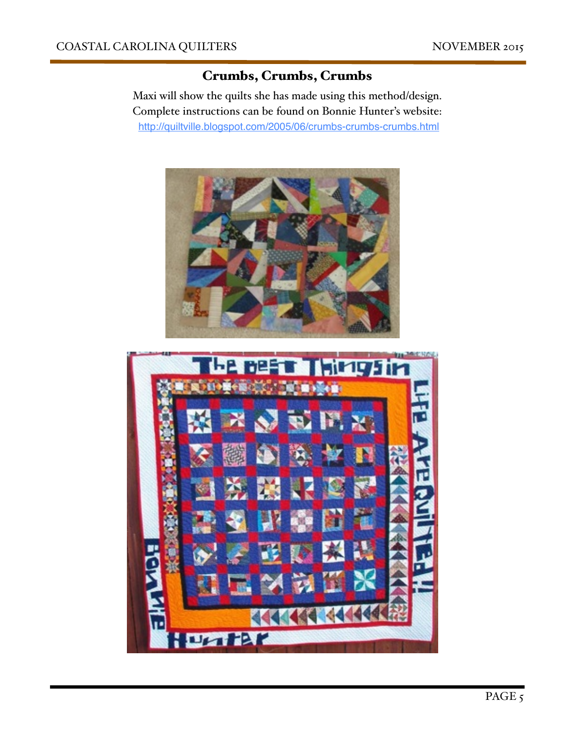## Crumbs, Crumbs, Crumbs

Maxi will show the quilts she has made using this method/design. Complete instructions can be found on Bonnie Hunter's website:

http://quiltville.blogspot.com/2005/06/crumbs-crumbs-crumbs.html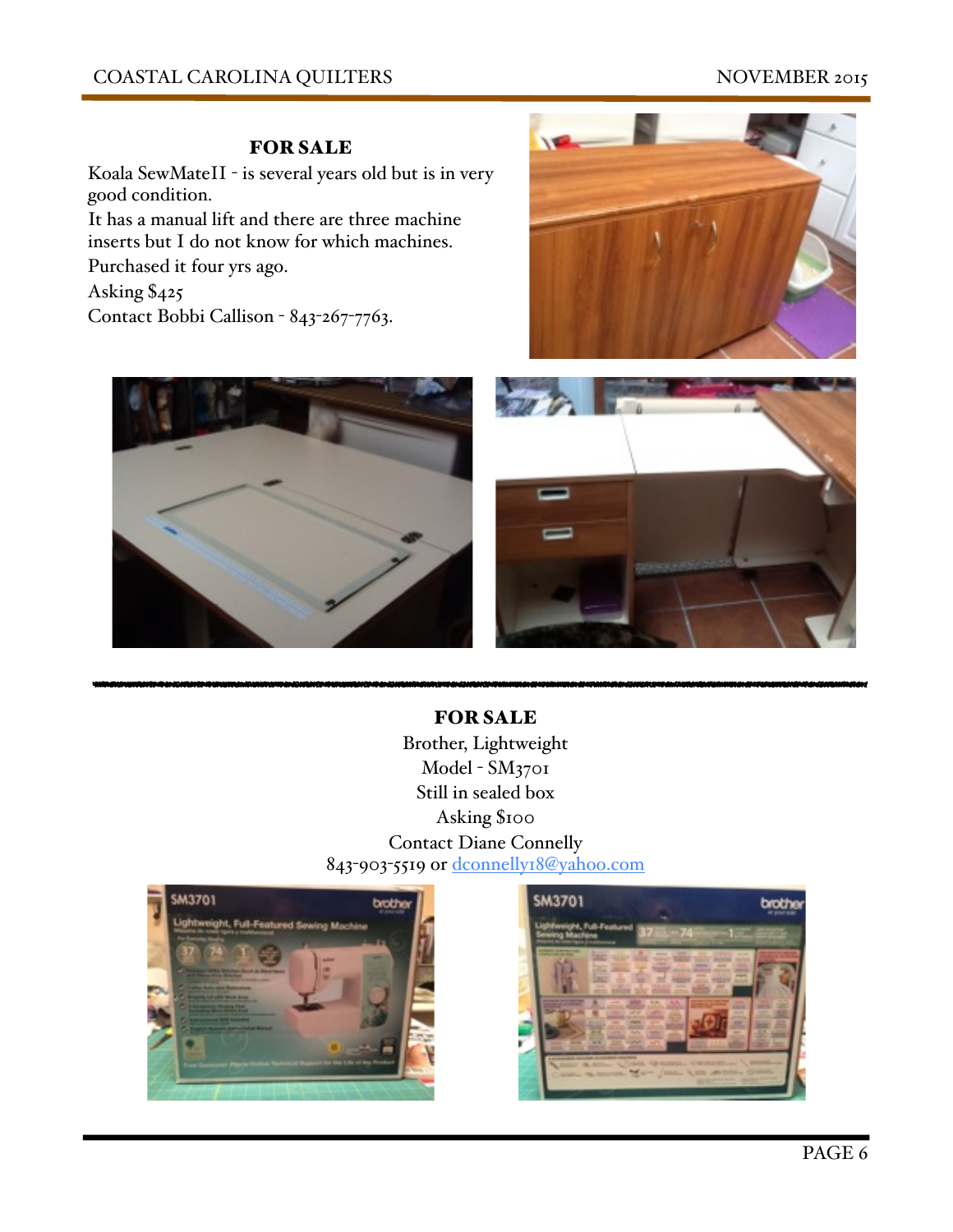## FOR SALE

Koala SewMateII - is several years old but is in very good condition.
It has a manual lift and there are three machine inserts but I do not know for which machines.
Purchased it four yrs ago.
Asking $425
Contact Bobbi Callison - 843-267-7763.

---

## FOR SALE

Brother, Lightweight
Model - SM3701
Still in sealed box
Asking $100
Contact Diane Connelly
843-903-5519 or [dconnelly18@yahoo.com](mailto:dconnelly18@yahoo.com)